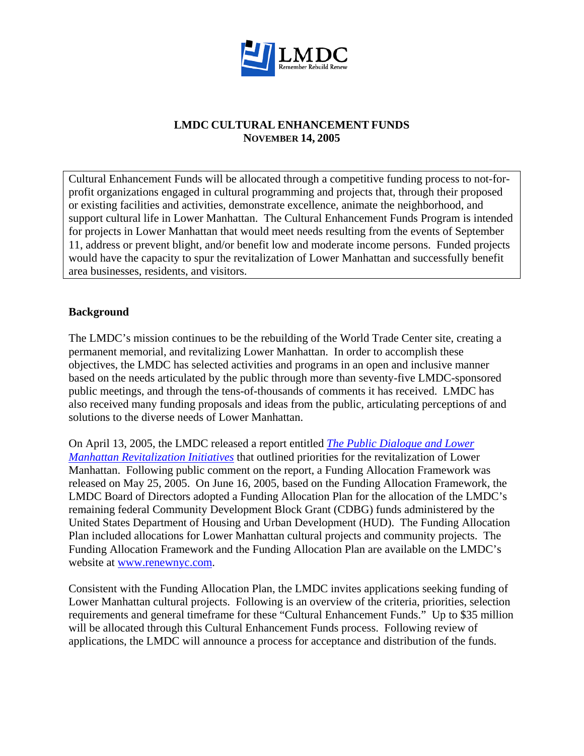LMDC

Remember Rebuild Renew

# LMDC CULTURAL ENHANCEMENT FUNDS
## NOVEMBER 14, 2005

Cultural Enhancement Funds will be allocated through a competitive funding process to not-for-profit organizations engaged in cultural programming and projects that, through their proposed or existing facilities and activities, demonstrate excellence, animate the neighborhood, and support cultural life in Lower Manhattan. The Cultural Enhancement Funds Program is intended for projects in Lower Manhattan that would meet needs resulting from the events of September 11, address or prevent blight, and/or benefit low and moderate income persons. Funded projects would have the capacity to spur the revitalization of Lower Manhattan and successfully benefit area businesses, residents, and visitors.

**Background**

The LMDC's mission continues to be the rebuilding of the World Trade Center site, creating a permanent memorial, and revitalizing Lower Manhattan. In order to accomplish these objectives, the LMDC has selected activities and programs in an open and inclusive manner based on the needs articulated by the public through more than seventy-five LMDC-sponsored public meetings, and through the tens-of-thousands of comments it has received. LMDC has also received many funding proposals and ideas from the public, articulating perceptions of and solutions to the diverse needs of Lower Manhattan.

On April 13, 2005, the LMDC released a report entitled *The Public Dialogue and Lower Manhattan Revitalization Initiatives* that outlined priorities for the revitalization of Lower Manhattan. Following public comment on the report, a Funding Allocation Framework was released on May 25, 2005. On June 16, 2005, based on the Funding Allocation Framework, the LMDC Board of Directors adopted a Funding Allocation Plan for the allocation of the LMDC's remaining federal Community Development Block Grant (CDBG) funds administered by the United States Department of Housing and Urban Development (HUD). The Funding Allocation Plan included allocations for Lower Manhattan cultural projects and community projects. The Funding Allocation Framework and the Funding Allocation Plan are available on the LMDC's website at www.renewnyc.com.

Consistent with the Funding Allocation Plan, the LMDC invites applications seeking funding of Lower Manhattan cultural projects. Following is an overview of the criteria, priorities, selection requirements and general timeframe for these "Cultural Enhancement Funds." Up to $35 million will be allocated through this Cultural Enhancement Funds process. Following review of applications, the LMDC will announce a process for acceptance and distribution of the funds.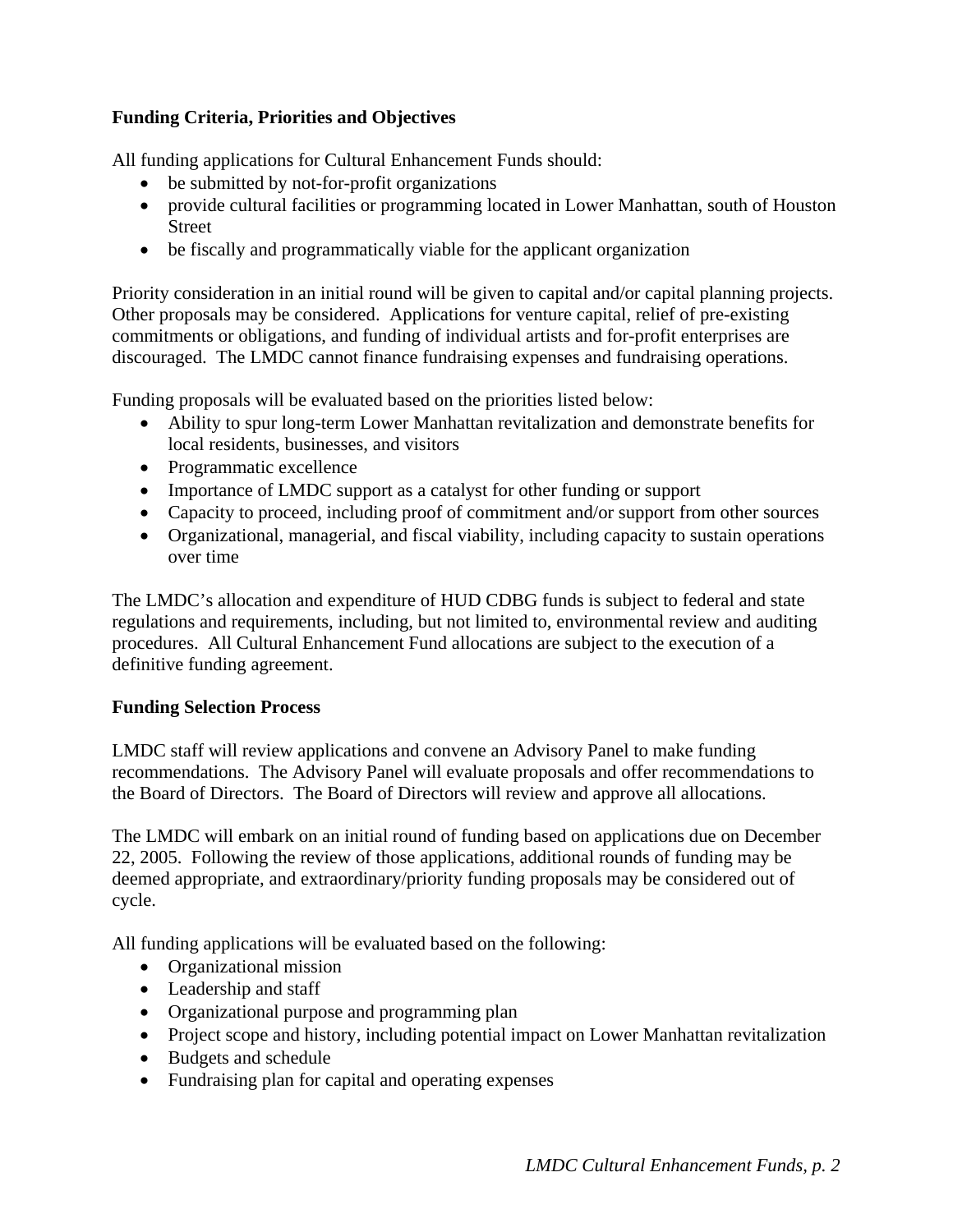**Funding Criteria, Priorities and Objectives**

All funding applications for Cultural Enhancement Funds should:

- be submitted by not-for-profit organizations
- provide cultural facilities or programming located in Lower Manhattan, south of Houston Street
- be fiscally and programmatically viable for the applicant organization

Priority consideration in an initial round will be given to capital and/or capital planning projects. Other proposals may be considered. Applications for venture capital, relief of pre-existing commitments or obligations, and funding of individual artists and for-profit enterprises are discouraged. The LMDC cannot finance fundraising expenses and fundraising operations.

Funding proposals will be evaluated based on the priorities listed below:

- Ability to spur long-term Lower Manhattan revitalization and demonstrate benefits for local residents, businesses, and visitors
- Programmatic excellence
- Importance of LMDC support as a catalyst for other funding or support
- Capacity to proceed, including proof of commitment and/or support from other sources
- Organizational, managerial, and fiscal viability, including capacity to sustain operations over time

The LMDC's allocation and expenditure of HUD CDBG funds is subject to federal and state regulations and requirements, including, but not limited to, environmental review and auditing procedures. All Cultural Enhancement Fund allocations are subject to the execution of a definitive funding agreement.

**Funding Selection Process**

LMDC staff will review applications and convene an Advisory Panel to make funding recommendations. The Advisory Panel will evaluate proposals and offer recommendations to the Board of Directors. The Board of Directors will review and approve all allocations.

The LMDC will embark on an initial round of funding based on applications due on December 22, 2005. Following the review of those applications, additional rounds of funding may be deemed appropriate, and extraordinary/priority funding proposals may be considered out of cycle.

All funding applications will be evaluated based on the following:

- Organizational mission
- Leadership and staff
- Organizational purpose and programming plan
- Project scope and history, including potential impact on Lower Manhattan revitalization
- Budgets and schedule
- Fundraising plan for capital and operating expenses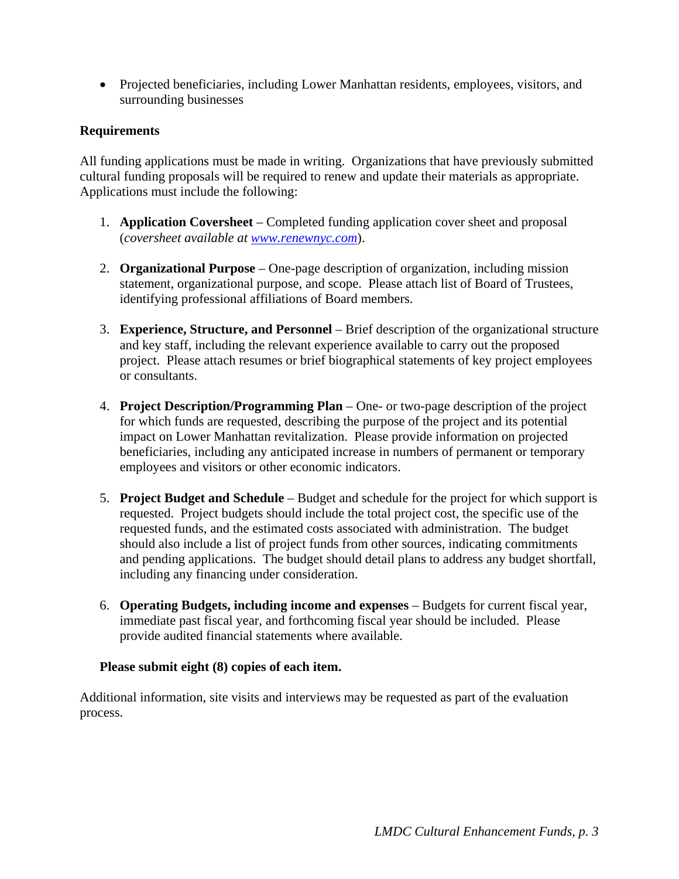- Projected beneficiaries, including Lower Manhattan residents, employees, visitors, and surrounding businesses

**Requirements**

All funding applications must be made in writing. Organizations that have previously submitted cultural funding proposals will be required to renew and update their materials as appropriate. Applications must include the following:

1. **Application Coversheet** – Completed funding application cover sheet and proposal (*coversheet available at [www.renewnyc.com](www.renewnyc.com)*).

2. **Organizational Purpose** – One-page description of organization, including mission statement, organizational purpose, and scope. Please attach list of Board of Trustees, identifying professional affiliations of Board members.

3. **Experience, Structure, and Personnel** – Brief description of the organizational structure and key staff, including the relevant experience available to carry out the proposed project. Please attach resumes or brief biographical statements of key project employees or consultants.

4. **Project Description/Programming Plan** – One- or two-page description of the project for which funds are requested, describing the purpose of the project and its potential impact on Lower Manhattan revitalization. Please provide information on projected beneficiaries, including any anticipated increase in numbers of permanent or temporary employees and visitors or other economic indicators.

5. **Project Budget and Schedule** – Budget and schedule for the project for which support is requested. Project budgets should include the total project cost, the specific use of the requested funds, and the estimated costs associated with administration. The budget should also include a list of project funds from other sources, indicating commitments and pending applications. The budget should detail plans to address any budget shortfall, including any financing under consideration.

6. **Operating Budgets, including income and expenses** – Budgets for current fiscal year, immediate past fiscal year, and forthcoming fiscal year should be included. Please provide audited financial statements where available.

**Please submit eight (8) copies of each item.**

Additional information, site visits and interviews may be requested as part of the evaluation process.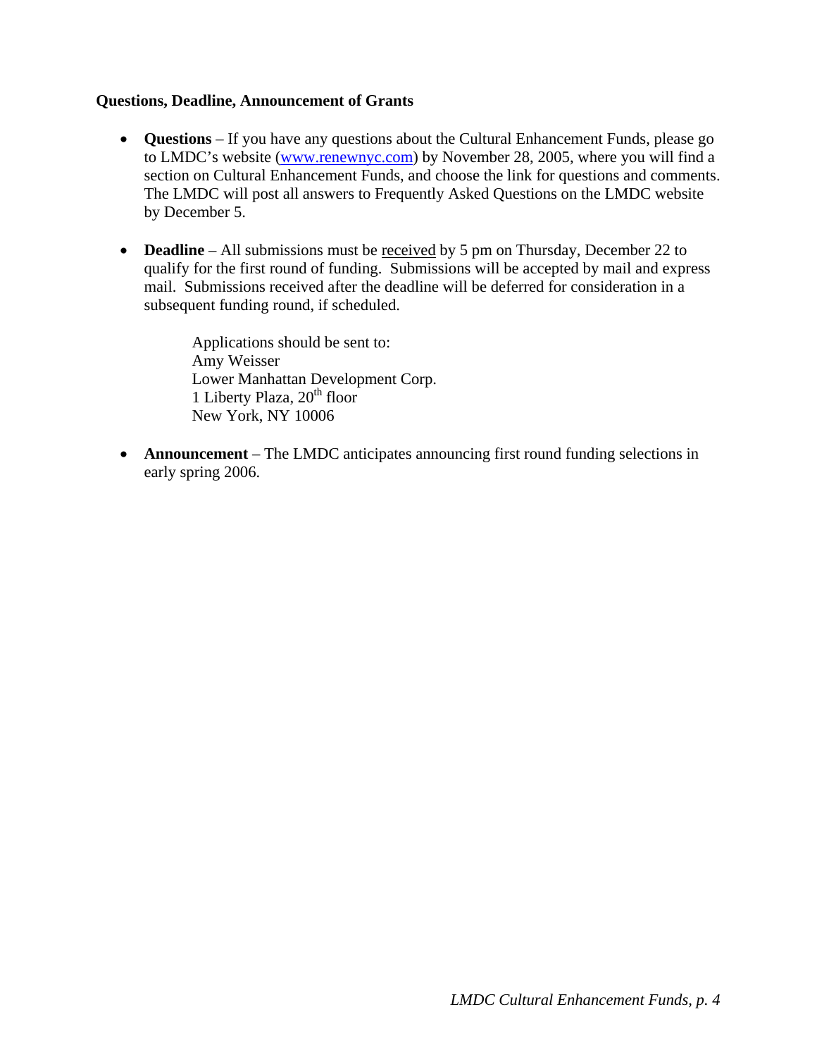**Questions, Deadline, Announcement of Grants**

- **Questions** – If you have any questions about the Cultural Enhancement Funds, please go to LMDC's website (www.renewnyc.com) by November 28, 2005, where you will find a section on Cultural Enhancement Funds, and choose the link for questions and comments. The LMDC will post all answers to Frequently Asked Questions on the LMDC website by December 5.

- **Deadline** – All submissions must be received by 5 pm on Thursday, December 22 to qualify for the first round of funding. Submissions will be accepted by mail and express mail. Submissions received after the deadline will be deferred for consideration in a subsequent funding round, if scheduled.

  Applications should be sent to:
  Amy Weisser
  Lower Manhattan Development Corp.
  1 Liberty Plaza, 20th floor
  New York, NY 10006

- **Announcement** – The LMDC anticipates announcing first round funding selections in early spring 2006.